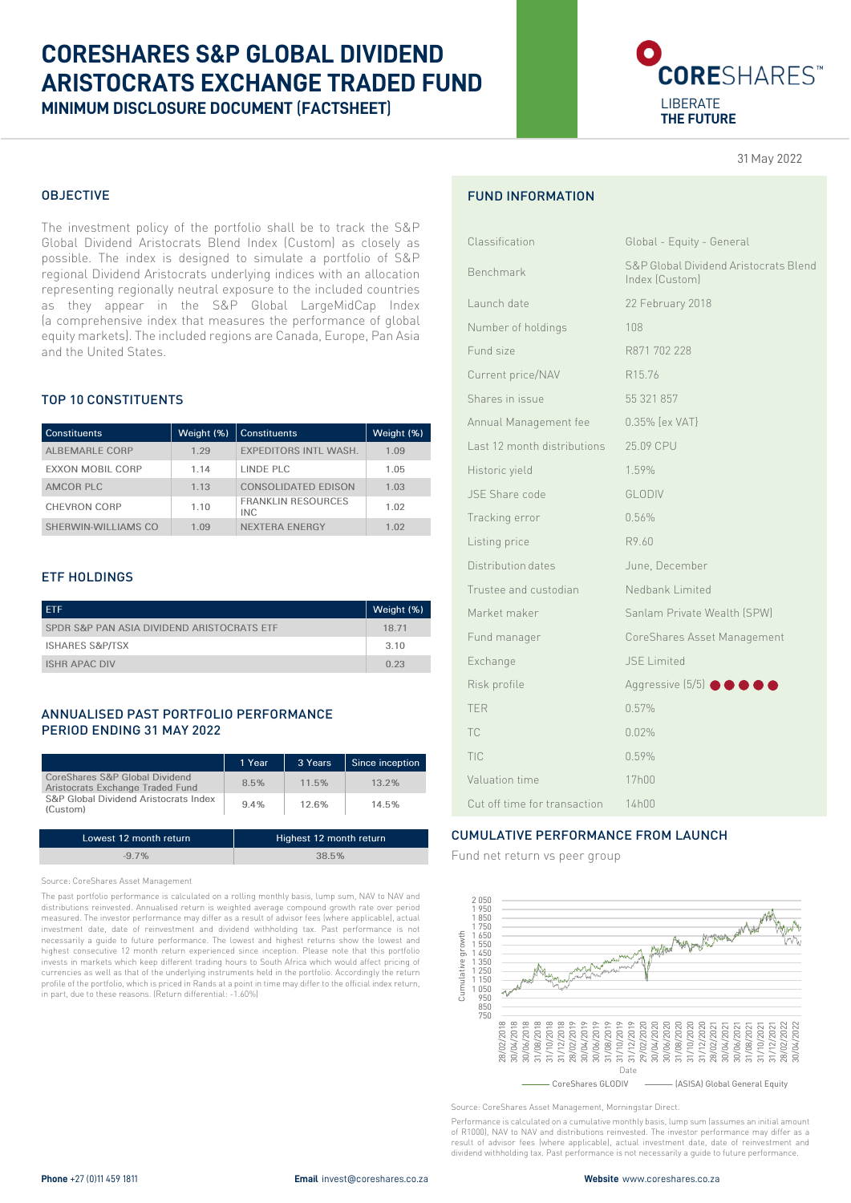# CORESHARES S&P GLOBAL DIVIDEND ARISTOCRATS EXCHANGE TRADED FUND

## MINIMUM DISCLOSURE DOCUMENT (FACTSHEET)

CORESHARES™
LIBERATE THE FUTURE

31 May 2022

## OBJECTIVE

The investment policy of the portfolio shall be to track the S&P Global Dividend Aristocrats Blend Index (Custom) as closely as possible. The index is designed to simulate a portfolio of S&P regional Dividend Aristocrats underlying indices with an allocation representing regionally neutral exposure to the included countries as they appear in the S&P Global LargeMidCap Index (a comprehensive index that measures the performance of global equity markets). The included regions are Canada, Europe, Pan Asia and the United States.

## TOP 10 CONSTITUENTS

| Constituents | Weight (%) | Constituents | Weight (%) |
|---|---|---|---|
| ALBEMARLE CORP | 1.29 | EXPEDITORS INTL WASH. | 1.09 |
| EXXON MOBIL CORP | 1.14 | LINDE PLC | 1.05 |
| AMCOR PLC | 1.13 | CONSOLIDATED EDISON | 1.03 |
| CHEVRON CORP | 1.10 | FRANKLIN RESOURCES INC | 1.02 |
| SHERWIN-WILLIAMS CO | 1.09 | NEXTERA ENERGY | 1.02 |

## ETF HOLDINGS

| ETF | Weight (%) |
|---|---|
| SPDR S&P PAN ASIA DIVIDEND ARISTOCRATS ETF | 18.71 |
| ISHARES S&P/TSX | 3.10 |
| ISHR APAC DIV | 0.23 |

## ANNUALISED PAST PORTFOLIO PERFORMANCE PERIOD ENDING 31 MAY 2022

| | 1 Year | 3 Years | Since inception |
|---|---|---|---|
| CoreShares S&P Global Dividend Aristocrats Exchange Traded Fund | 8.5% | 11.5% | 13.2% |
| S&P Global Dividend Aristocrats Index (Custom) | 9.4% | 12.6% | 14.5% |

| Lowest 12 month return | Highest 12 month return |
|---|---|
| -9.7% | 38.5% |

Source: CoreShares Asset Management

The past portfolio performance is calculated on a rolling monthly basis, lump sum, NAV to NAV and distributions reinvested. Annualised return is weighted average compound growth rate over period measured. The investor performance may differ as a result of advisor fees (where applicable), actual investment date, date of reinvestment and dividend withholding tax. Past performance is not necessarily a guide to future performance. The lowest and highest returns show the lowest and highest consecutive 12 month return experienced since inception. Please note that this portfolio invests in markets which keep different trading hours to South Africa which would affect pricing of currencies as well as that of the underlying instruments held in the portfolio. Accordingly the return profile of the portfolio, which is priced in Rands at a point in time may differ to the official index return, in part, due to these reasons. (Return differential: -1.60%)

## FUND INFORMATION

| | |
|---|---|
| Classification | Global - Equity - General |
| Benchmark | S&P Global Dividend Aristocrats Blend Index (Custom) |
| Launch date | 22 February 2018 |
| Number of holdings | 108 |
| Fund size | R871 702 228 |
| Current price/NAV | R15.76 |
| Shares in issue | 55 321 857 |
| Annual Management fee | 0.35% (ex VAT) |
| Last 12 month distributions | 25.09 CPU |
| Historic yield | 1.59% |
| JSE Share code | GLODIV |
| Tracking error | 0.56% |
| Listing price | R9.60 |
| Distribution dates | June, December |
| Trustee and custodian | Nedbank Limited |
| Market maker | Sanlam Private Wealth (SPW) |
| Fund manager | CoreShares Asset Management |
| Exchange | JSE Limited |
| Risk profile | Aggressive (5/5) ●●●●● |
| TER | 0.57% |
| TC | 0.02% |
| TIC | 0.59% |
| Valuation time | 17h00 |
| Cut off time for transaction | 14h00 |

## CUMULATIVE PERFORMANCE FROM LAUNCH

Fund net return vs peer group

Legend: CoreShares GLODIV; (ASISA) Global General Equity

Source: CoreShares Asset Management, Morningstar Direct.

Performance is calculated on a cumulative monthly basis, lump sum (assumes an initial amount of R1000), NAV to NAV and distributions reinvested. The investor performance may differ as a result of advisor fees (where applicable), actual investment date, date of reinvestment and dividend withholding tax. Past performance is not necessarily a guide to future performance.

**Phone** +27 (0)11 459 1811 **Email** invest@coreshares.co.za **Website** www.coreshares.co.za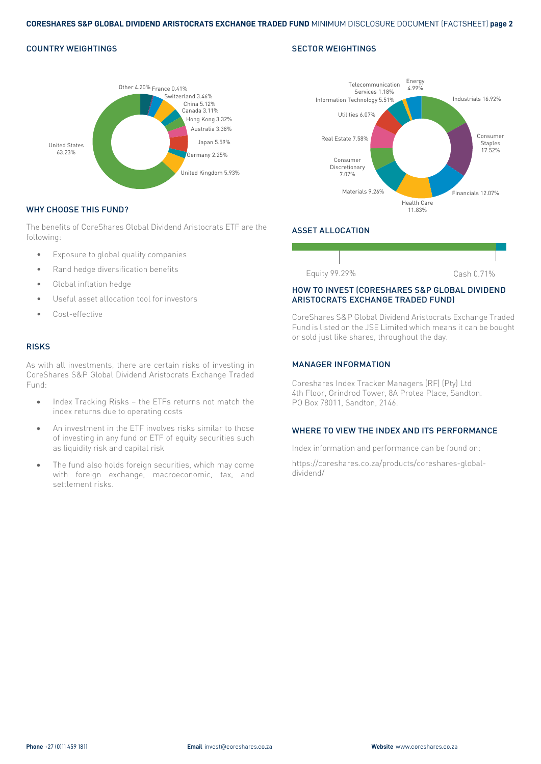## COUNTRY WEIGHTINGS

| Country | Weighting |
| --- | --- |
| United States | 63.23% |
| United Kingdom | 5.93% |
| Japan | 5.59% |
| China | 5.12% |
| Other | 4.20% |
| Switzerland | 3.46% |
| Australia | 3.38% |
| Hong Kong | 3.32% |
| Canada | 3.11% |
| Germany | 2.25% |
| France | 0.41% |

## SECTOR WEIGHTINGS

| Sector | Weighting |
| --- | --- |
| Consumer Staples | 17.52% |
| Industrials | 16.92% |
| Financials | 12.07% |
| Health Care | 11.83% |
| Materials | 9.26% |
| Real Estate | 7.58% |
| Consumer Discretionary | 7.07% |
| Utilities | 6.07% |
| Information Technology | 5.51% |
| Energy | 4.99% |
| Telecommunication Services | 1.18% |

## WHY CHOOSE THIS FUND?

The benefits of CoreShares Global Dividend Aristocrats ETF are the following:

- Exposure to global quality companies
- Rand hedge diversification benefits
- Global inflation hedge
- Useful asset allocation tool for investors
- Cost-effective

## RISKS

As with all investments, there are certain risks of investing in CoreShares S&P Global Dividend Aristocrats Exchange Traded Fund:

- Index Tracking Risks – the ETFs returns not match the index returns due to operating costs
- An investment in the ETF involves risks similar to those of investing in any fund or ETF of equity securities such as liquidity risk and capital risk
- The fund also holds foreign securities, which may come with foreign exchange, macroeconomic, tax, and settlement risks.

## ASSET ALLOCATION

Equity 99.29%

Cash 0.71%

## HOW TO INVEST (CORESHARES S&P GLOBAL DIVIDEND ARISTOCRATS EXCHANGE TRADED FUND)

CoreShares S&P Global Dividend Aristocrats Exchange Traded Fund is listed on the JSE Limited which means it can be bought or sold just like shares, throughout the day.

## MANAGER INFORMATION

Coreshares Index Tracker Managers (RF) (Pty) Ltd
4th Floor, Grindrod Tower, 8A Protea Place, Sandton.
PO Box 78011, Sandton, 2146.

## WHERE TO VIEW THE INDEX AND ITS PERFORMANCE

Index information and performance can be found on:

https://coreshares.co.za/products/coreshares-global-dividend/

**Phone** +27 (0)11 459 1811 **Email** invest@coreshares.co.za **Website** www.coreshares.co.za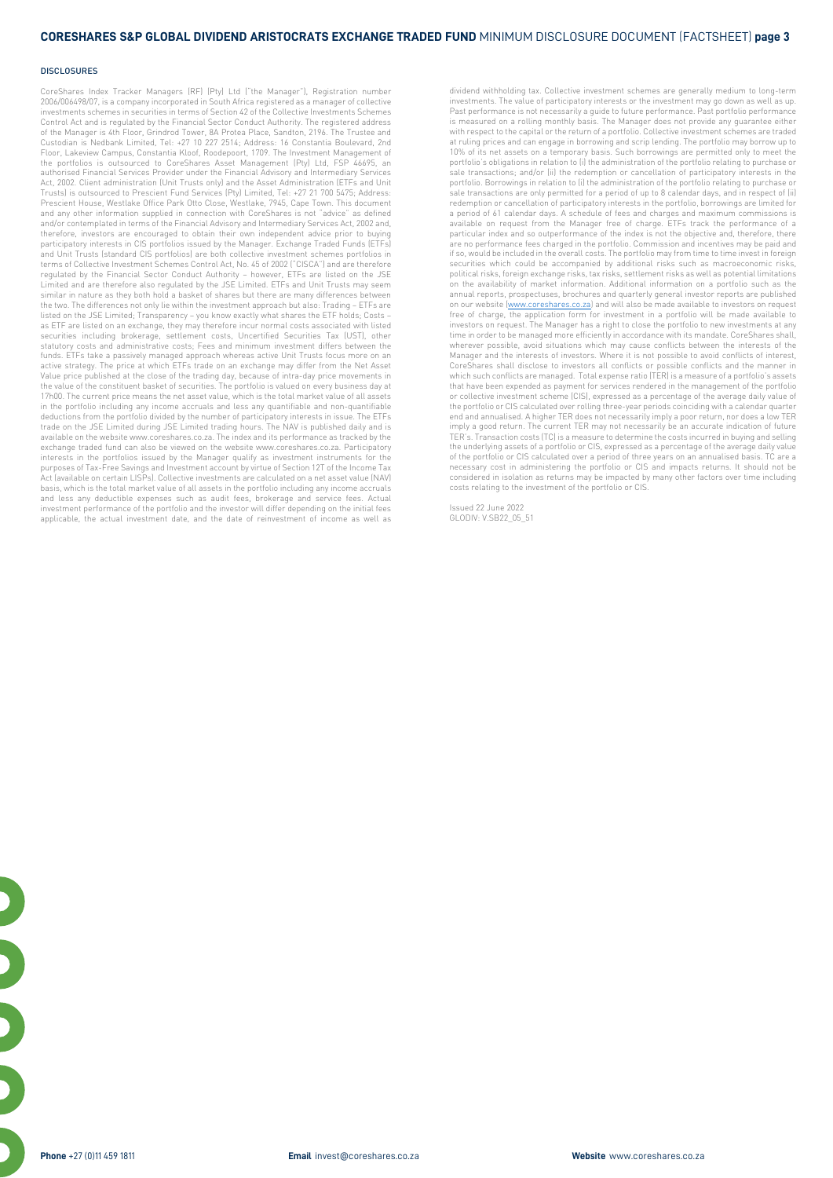### DISCLOSURES

CoreShares Index Tracker Managers (RF) (Pty) Ltd ("the Manager"), Registration number 2006/006498/07, is a company incorporated in South Africa registered as a manager of collective investments schemes in securities in terms of Section 42 of the Collective Investments Schemes Control Act and is regulated by the Financial Sector Conduct Authority. The registered address of the Manager is 4th Floor, Grindrod Tower, 8A Protea Place, Sandton, 2196. The Trustee and Custodian is Nedbank Limited, Tel: +27 10 227 2514; Address: 16 Constantia Boulevard, 2nd Floor, Lakeview Campus, Constantia Kloof, Roodepoort, 1709. The Investment Management of the portfolios is outsourced to CoreShares Asset Management (Pty) Ltd, FSP 46695, an authorised Financial Services Provider under the Financial Advisory and Intermediary Services Act, 2002. Client administration (Unit Trusts only) and the Asset Administration (ETFs and Unit Trusts) is outsourced to Prescient Fund Services (Pty) Limited, Tel: +27 21 700 5475; Address: Prescient House, Westlake Office Park Otto Close, Westlake, 7945, Cape Town. This document and any other information supplied in connection with CoreShares is not "advice" as defined and/or contemplated in terms of the Financial Advisory and Intermediary Services Act, 2002 and, therefore, investors are encouraged to obtain their own independent advice prior to buying participatory interests in CIS portfolios issued by the Manager. Exchange Traded Funds (ETFs) and Unit Trusts (standard CIS portfolios) are both collective investment schemes portfolios in terms of Collective Investment Schemes Control Act, No. 45 of 2002 ("CISCA") and are therefore regulated by the Financial Sector Conduct Authority – however, ETFs are listed on the JSE Limited and are therefore also regulated by the JSE Limited. ETFs and Unit Trusts may seem similar in nature as they both hold a basket of shares but there are many differences between the two. The differences not only lie within the investment approach but also: Trading – ETFs are listed on the JSE Limited; Transparency – you know exactly what shares the ETF holds; Costs – as ETF are listed on an exchange, they may therefore incur normal costs associated with listed securities including brokerage, settlement costs, Uncertified Securities Tax (UST), other statutory costs and administrative costs; Fees and minimum investment differs between the funds. ETFs take a passively managed approach whereas active Unit Trusts focus more on an active strategy. The price at which ETFs trade on an exchange may differ from the Net Asset Value price published at the close of the trading day, because of intra-day price movements in the value of the constituent basket of securities. The portfolio is valued on every business day at 17h00. The current price means the net asset value, which is the total market value of all assets in the portfolio including any income accruals and less any quantifiable and non-quantifiable deductions from the portfolio divided by the number of participatory interests in issue. The ETFs trade on the JSE Limited during JSE Limited trading hours. The NAV is published daily and is available on the website www.coreshares.co.za. The index and its performance as tracked by the exchange traded fund can also be viewed on the website www.coreshares.co.za. Participatory interests in the portfolios issued by the Manager qualify as investment instruments for the purposes of Tax-Free Savings and Investment account by virtue of Section 12T of the Income Tax Act (available on certain LISPs). Collective investments are calculated on a net asset value (NAV) basis, which is the total market value of all assets in the portfolio including any income accruals and less any deductible expenses such as audit fees, brokerage and service fees. Actual investment performance of the portfolio and the investor will differ depending on the initial fees applicable, the actual investment date, and the date of reinvestment of income as well as dividend withholding tax. Collective investment schemes are generally medium to long-term investments. The value of participatory interests or the investment may go down as well as up. Past performance is not necessarily a guide to future performance. Past portfolio performance is measured on a rolling monthly basis. The Manager does not provide any guarantee either with respect to the capital or the return of a portfolio. Collective investment schemes are traded at ruling prices and can engage in borrowing and scrip lending. The portfolio may borrow up to 10% of its net assets on a temporary basis. Such borrowings are permitted only to meet the portfolio's obligations in relation to (i) the administration of the portfolio relating to purchase or sale transactions; and/or (ii) the redemption or cancellation of participatory interests in the portfolio. Borrowings in relation to (i) the administration of the portfolio relating to purchase or sale transactions are only permitted for a period of up to 8 calendar days, and in respect of (ii) redemption or cancellation of participatory interests in the portfolio, borrowings are limited for a period of 61 calendar days. A schedule of fees and charges and maximum commissions is available on request from the Manager free of charge. ETFs track the performance of a particular index and so outperformance of the index is not the objective and, therefore, there are no performance fees charged in the portfolio. Commission and incentives may be paid and if so, would be included in the overall costs. The portfolio may from time to time invest in foreign securities which could be accompanied by additional risks such as macroeconomic risks, political risks, foreign exchange risks, tax risks, settlement risks as well as potential limitations on the availability of market information. Additional information on a portfolio such as the annual reports, prospectuses, brochures and quarterly general investor reports are published on our website (www.coreshares.co.za) and will also be made available to investors on request free of charge, the application form for investment in a portfolio will be made available to investors on request. The Manager has a right to close the portfolio to new investments at any time in order to be managed more efficiently in accordance with its mandate. CoreShares shall, wherever possible, avoid situations which may cause conflicts between the interests of the Manager and the interests of investors. Where it is not possible to avoid conflicts of interest, CoreShares shall disclose to investors all conflicts or possible conflicts and the manner in which such conflicts are managed. Total expense ratio (TER) is a measure of a portfolio's assets that have been expended as payment for services rendered in the management of the portfolio or collective investment scheme (CIS), expressed as a percentage of the average daily value of the portfolio or CIS calculated over rolling three-year periods coinciding with a calendar quarter end and annualised. A higher TER does not necessarily imply a poor return, nor does a low TER imply a good return. The current TER may not necessarily be an accurate indication of future TER's. Transaction costs (TC) is a measure to determine the costs incurred in buying and selling the underlying assets of a portfolio or CIS, expressed as a percentage of the average daily value of the portfolio or CIS calculated over a period of three years on an annualised basis. TC are a necessary cost in administering the portfolio or CIS and impacts returns. It should not be considered in isolation as returns may be impacted by many other factors over time including costs relating to the investment of the portfolio or CIS.

Issued 22 June 2022
GLODIV: V:SB22_05_51

**Phone** +27 (0)11 459 1811 **Email** invest@coreshares.co.za **Website** www.coreshares.co.za